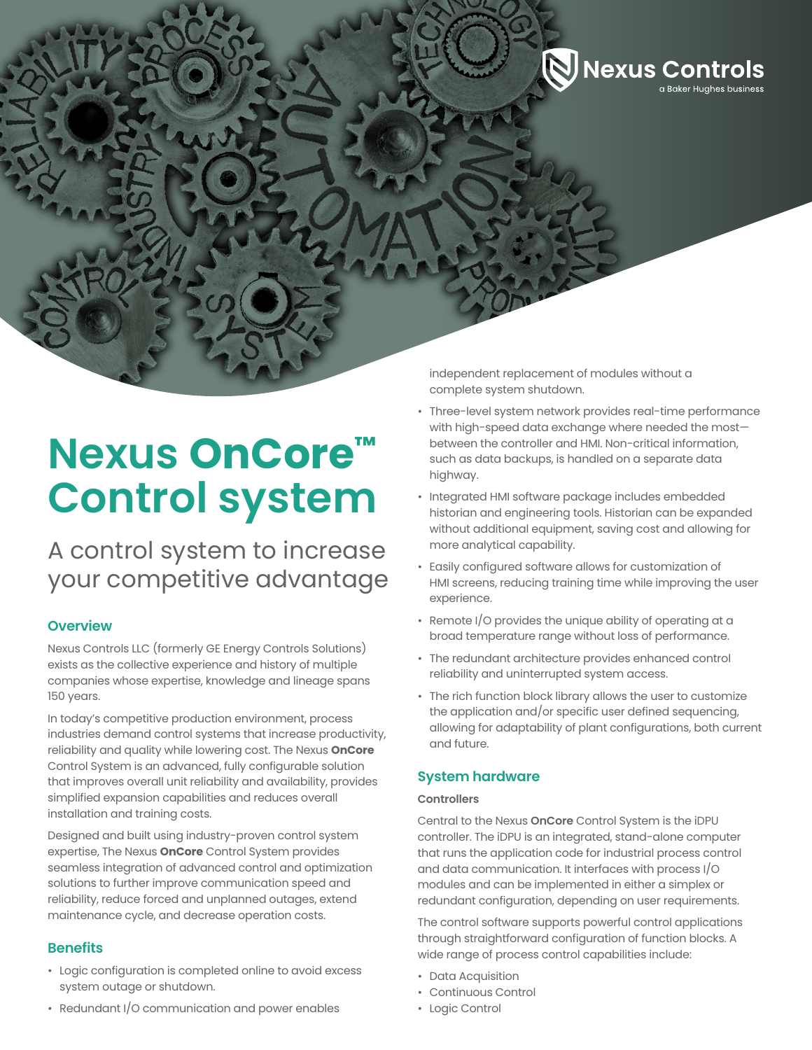Nexus Controls
a Baker Hughes business

# Nexus OnCore™ Control system

A control system to increase your competitive advantage

## Overview

Nexus Controls LLC (formerly GE Energy Controls Solutions) exists as the collective experience and history of multiple companies whose expertise, knowledge and lineage spans 150 years.

In today's competitive production environment, process industries demand control systems that increase productivity, reliability and quality while lowering cost. The Nexus **OnCore** Control System is an advanced, fully configurable solution that improves overall unit reliability and availability, provides simplified expansion capabilities and reduces overall installation and training costs.

Designed and built using industry-proven control system expertise, The Nexus **OnCore** Control System provides seamless integration of advanced control and optimization solutions to further improve communication speed and reliability, reduce forced and unplanned outages, extend maintenance cycle, and decrease operation costs.

## Benefits

- Logic configuration is completed online to avoid excess system outage or shutdown.
- Redundant I/O communication and power enables independent replacement of modules without a complete system shutdown.
- Three-level system network provides real-time performance with high-speed data exchange where needed the most—between the controller and HMI. Non-critical information, such as data backups, is handled on a separate data highway.
- Integrated HMI software package includes embedded historian and engineering tools. Historian can be expanded without additional equipment, saving cost and allowing for more analytical capability.
- Easily configured software allows for customization of HMI screens, reducing training time while improving the user experience.
- Remote I/O provides the unique ability of operating at a broad temperature range without loss of performance.
- The redundant architecture provides enhanced control reliability and uninterrupted system access.
- The rich function block library allows the user to customize the application and/or specific user defined sequencing, allowing for adaptability of plant configurations, both current and future.

## System hardware

### Controllers

Central to the Nexus **OnCore** Control System is the iDPU controller. The iDPU is an integrated, stand-alone computer that runs the application code for industrial process control and data communication. It interfaces with process I/O modules and can be implemented in either a simplex or redundant configuration, depending on user requirements.

The control software supports powerful control applications through straightforward configuration of function blocks. A wide range of process control capabilities include:

- Data Acquisition
- Continuous Control
- Logic Control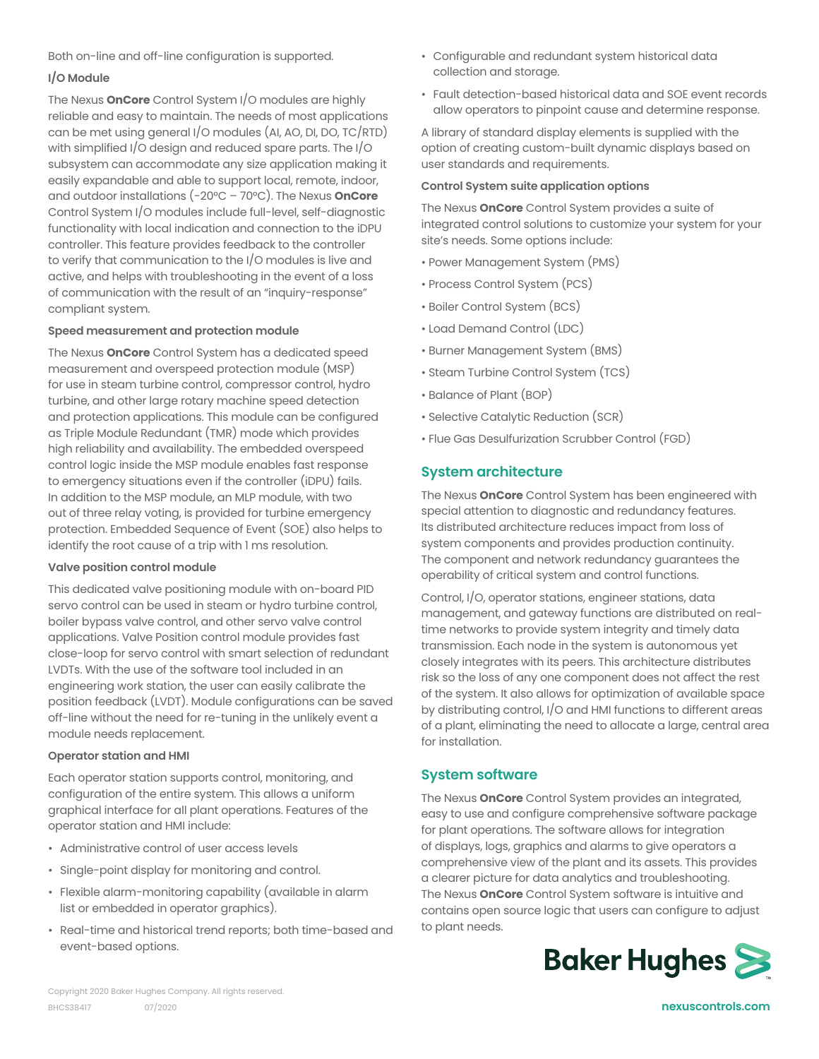Both on-line and off-line configuration is supported.

#### I/O Module

The Nexus **OnCore** Control System I/O modules are highly reliable and easy to maintain. The needs of most applications can be met using general I/O modules (AI, AO, DI, DO, TC/RTD) with simplified I/O design and reduced spare parts. The I/O subsystem can accommodate any size application making it easily expandable and able to support local, remote, indoor, and outdoor installations (-20ºC – 70ºC). The Nexus **OnCore** Control System I/O modules include full-level, self-diagnostic functionality with local indication and connection to the iDPU controller. This feature provides feedback to the controller to verify that communication to the I/O modules is live and active, and helps with troubleshooting in the event of a loss of communication with the result of an "inquiry-response" compliant system.

#### Speed measurement and protection module

The Nexus **OnCore** Control System has a dedicated speed measurement and overspeed protection module (MSP) for use in steam turbine control, compressor control, hydro turbine, and other large rotary machine speed detection and protection applications. This module can be configured as Triple Module Redundant (TMR) mode which provides high reliability and availability. The embedded overspeed control logic inside the MSP module enables fast response to emergency situations even if the controller (iDPU) fails. In addition to the MSP module, an MLP module, with two out of three relay voting, is provided for turbine emergency protection. Embedded Sequence of Event (SOE) also helps to identify the root cause of a trip with 1 ms resolution.

#### Valve position control module

This dedicated valve positioning module with on-board PID servo control can be used in steam or hydro turbine control, boiler bypass valve control, and other servo valve control applications. Valve Position control module provides fast close-loop for servo control with smart selection of redundant LVDTs. With the use of the software tool included in an engineering work station, the user can easily calibrate the position feedback (LVDT). Module configurations can be saved off-line without the need for re-tuning in the unlikely event a module needs replacement.

#### Operator station and HMI

Each operator station supports control, monitoring, and configuration of the entire system. This allows a uniform graphical interface for all plant operations. Features of the operator station and HMI include:

- Administrative control of user access levels
- Single-point display for monitoring and control.
- Flexible alarm-monitoring capability (available in alarm list or embedded in operator graphics).
- Real-time and historical trend reports; both time-based and event-based options.
- Configurable and redundant system historical data collection and storage.
- Fault detection-based historical data and SOE event records allow operators to pinpoint cause and determine response.

A library of standard display elements is supplied with the option of creating custom-built dynamic displays based on user standards and requirements.

#### Control System suite application options

The Nexus **OnCore** Control System provides a suite of integrated control solutions to customize your system for your site's needs. Some options include:

- Power Management System (PMS)
- Process Control System (PCS)
- Boiler Control System (BCS)
- Load Demand Control (LDC)
- Burner Management System (BMS)
- Steam Turbine Control System (TCS)
- Balance of Plant (BOP)
- Selective Catalytic Reduction (SCR)
- Flue Gas Desulfurization Scrubber Control (FGD)

## System architecture

The Nexus **OnCore** Control System has been engineered with special attention to diagnostic and redundancy features. Its distributed architecture reduces impact from loss of system components and provides production continuity. The component and network redundancy guarantees the operability of critical system and control functions.

Control, I/O, operator stations, engineer stations, data management, and gateway functions are distributed on real-time networks to provide system integrity and timely data transmission. Each node in the system is autonomous yet closely integrates with its peers. This architecture distributes risk so the loss of any one component does not affect the rest of the system. It also allows for optimization of available space by distributing control, I/O and HMI functions to different areas of a plant, eliminating the need to allocate a large, central area for installation.

## System software

The Nexus **OnCore** Control System provides an integrated, easy to use and configure comprehensive software package for plant operations. The software allows for integration of displays, logs, graphics and alarms to give operators a comprehensive view of the plant and its assets. This provides a clearer picture for data analytics and troubleshooting. The Nexus **OnCore** Control System software is intuitive and contains open source logic that users can configure to adjust to plant needs.

Baker Hughes

Copyright 2020 Baker Hughes Company. All rights reserved.

BHCS38417 07/2020

nexuscontrols.com